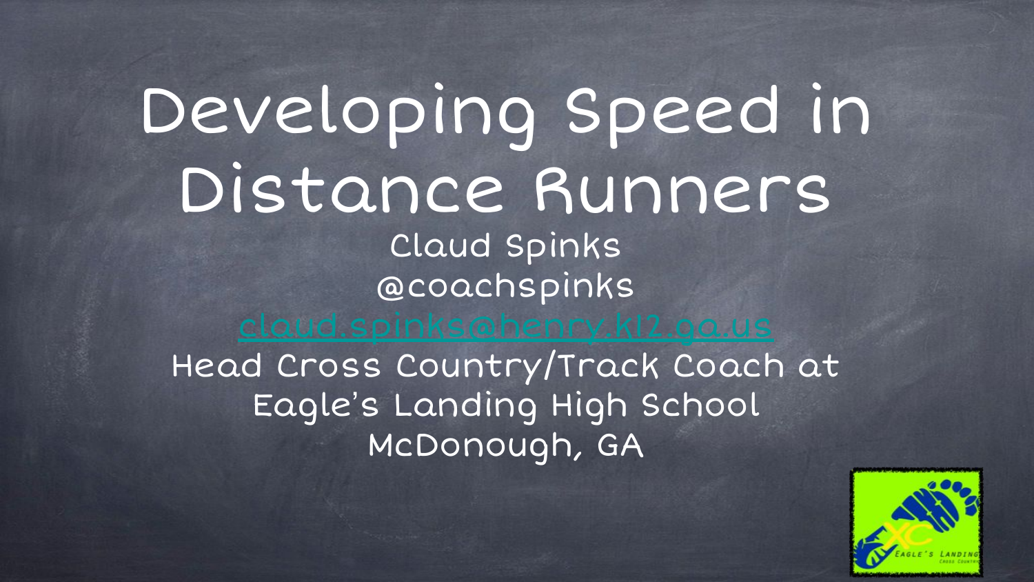# Developing Speed in Distance Runners

Claud Spinks

@coachspinks

claud.spinks@henry.k12.ga.us

Head Cross Country/Track Coach at Eagle's Landing High School

McDonough, GA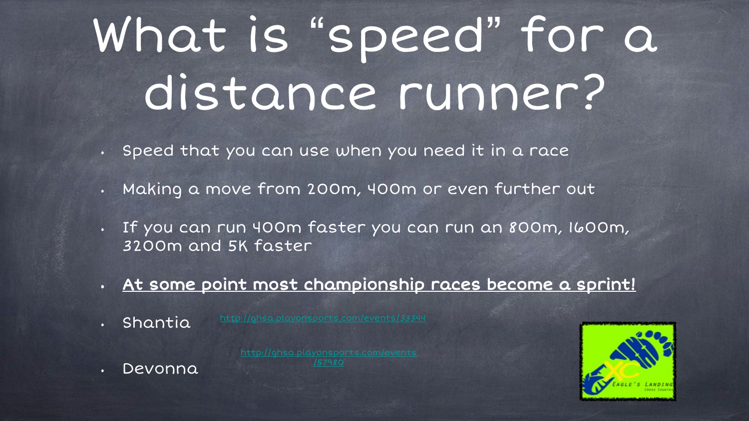# What is "speed" for a distance runner?

- Speed that you can use when you need it in a race
- Making a move from 200m, 400m or even further out
- If you can run 400m faster you can run an 800m, 1600m, 3200m and 5K faster
- <u>At some point most championship races become a sprint!</u>
- Shantia http://ghsa.playonsports.com/events/33344
- Devonna http://ghsa.playonsports.com/events/57980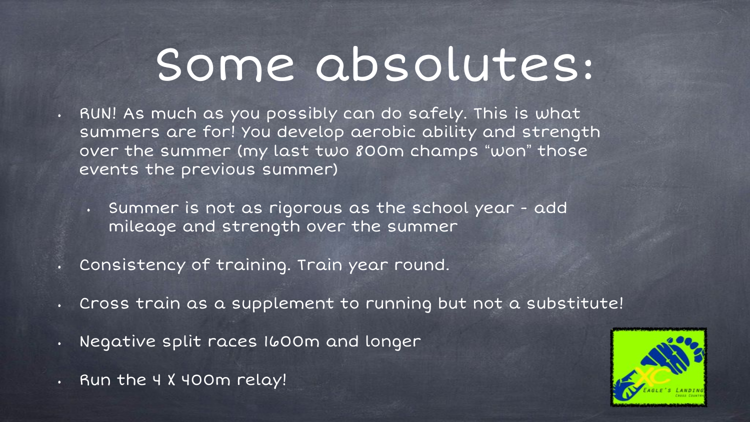# Some absolutes:

- RUN! As much as you possibly can do safely. This is what summers are for! You develop aerobic ability and strength over the summer (my last two 800m champs "won" those events the previous summer)
  - Summer is not as rigorous as the school year - add mileage and strength over the summer
- Consistency of training. Train year round.
- Cross train as a supplement to running but not a substitute!
- Negative split races 1600m and longer
- Run the 4 X 400m relay!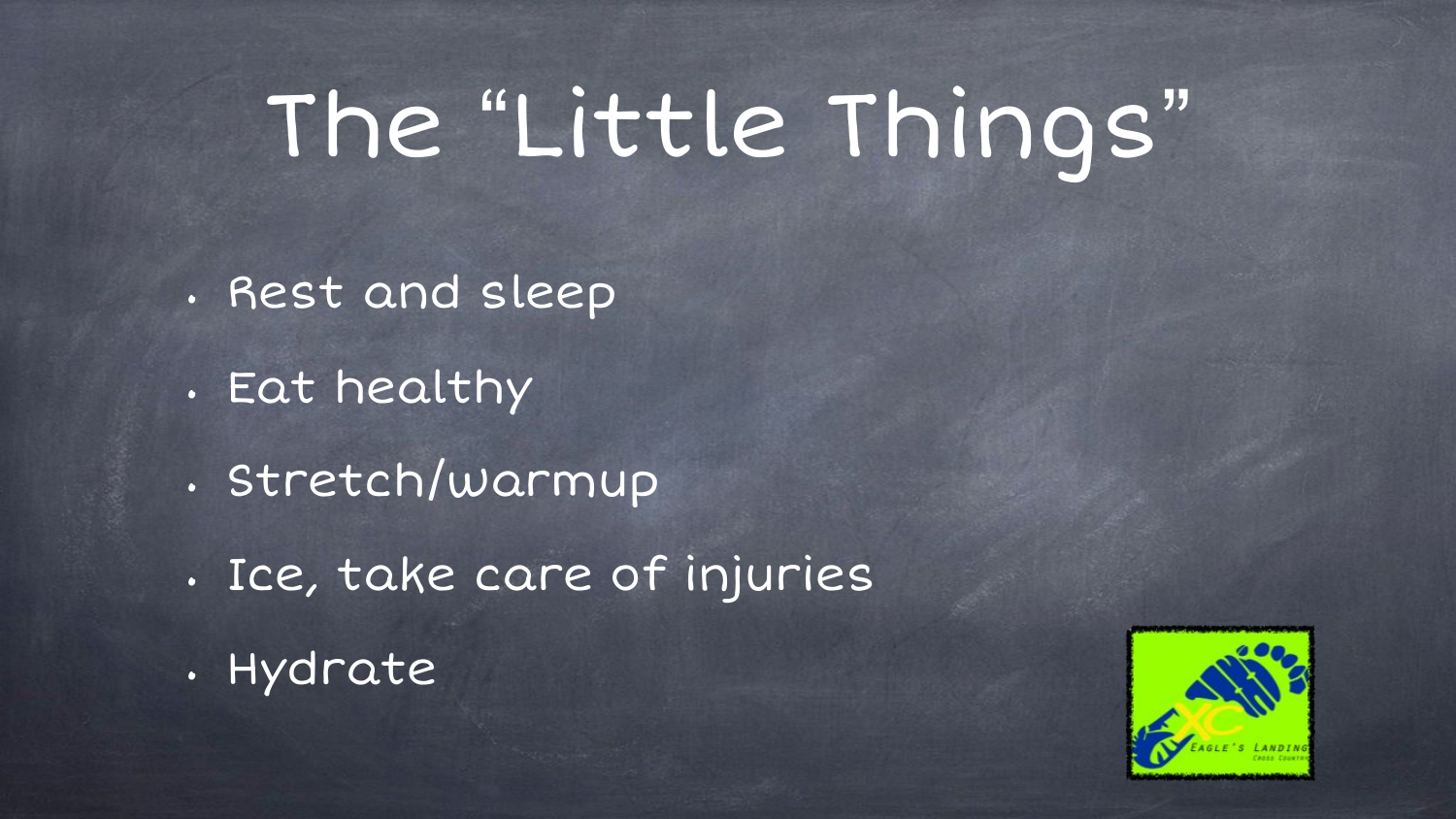# The "Little Things"

- Rest and sleep
- Eat healthy
- Stretch/warmup
- Ice, take care of injuries
- Hydrate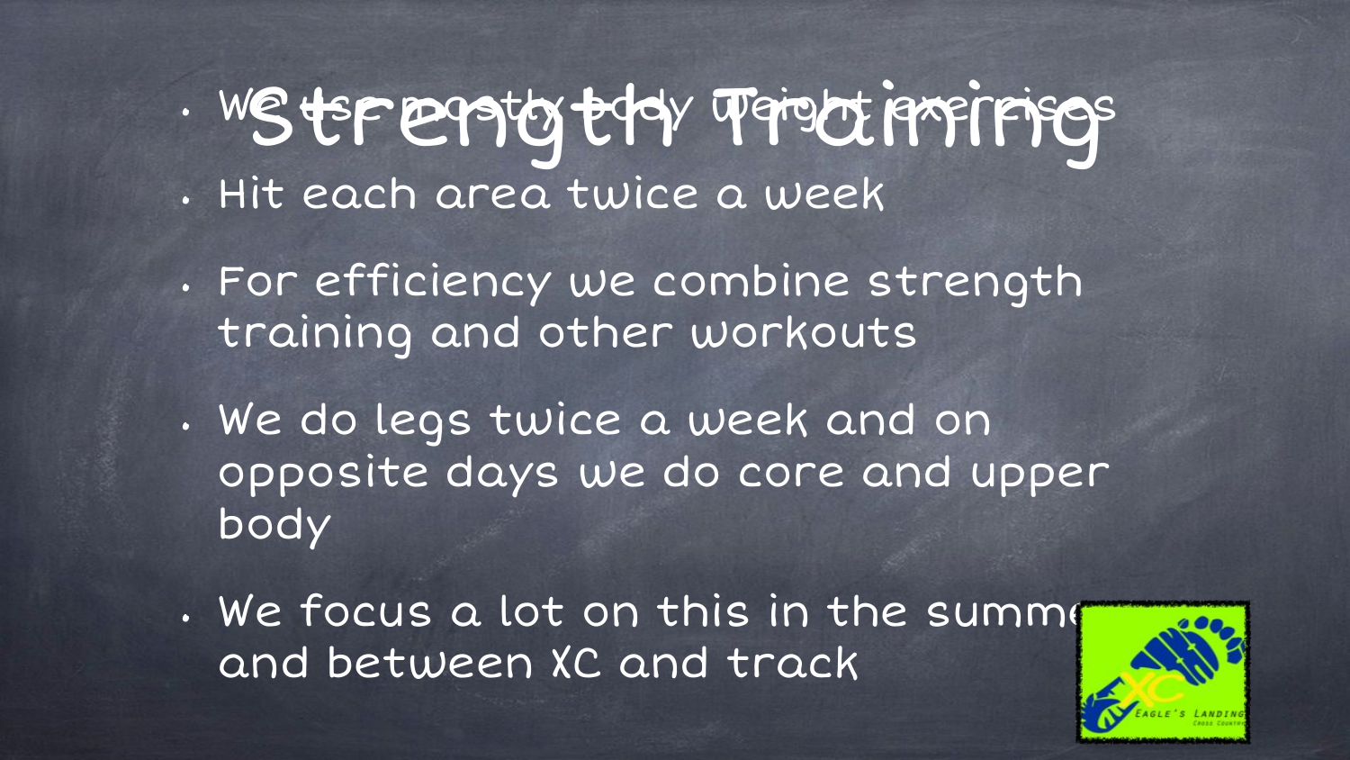# Strength Training

- We use mostly body weight exercises
- Hit each area twice a week
- For efficiency we combine strength training and other workouts
- We do legs twice a week and on opposite days we do core and upper body
- We focus a lot on this in the summer and between XC and track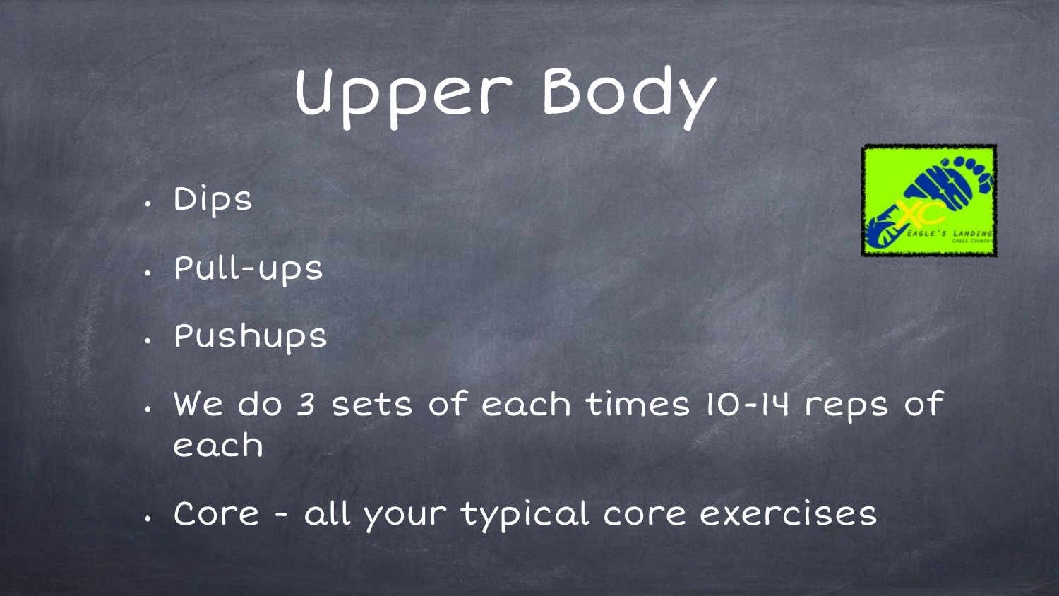# Upper Body

- Dips
- Pull-ups
- Pushups
- We do 3 sets of each times 10-14 reps of each
- Core - all your typical core exercises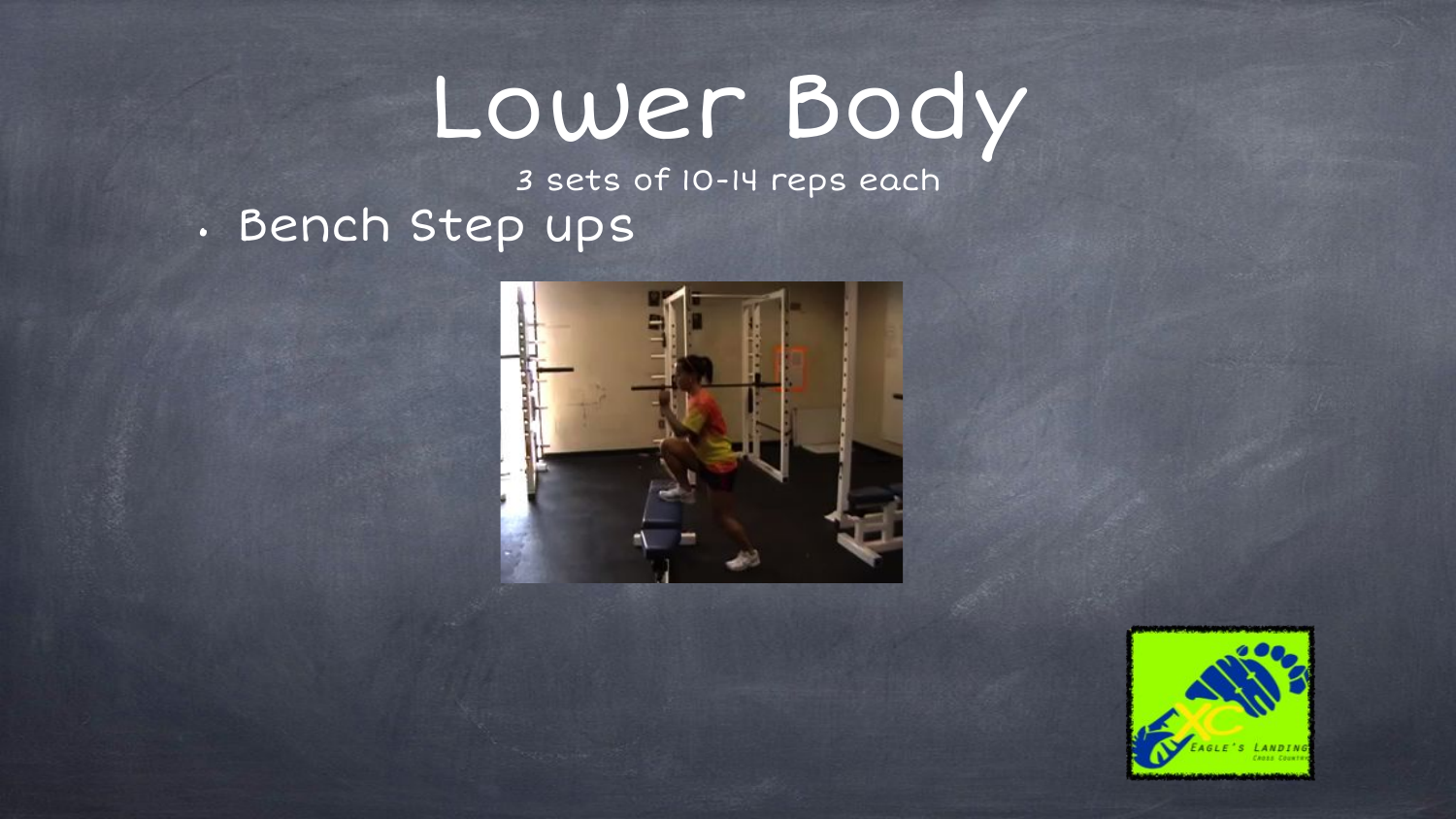# Lower Body

3 sets of 10-14 reps each

- Bench Step ups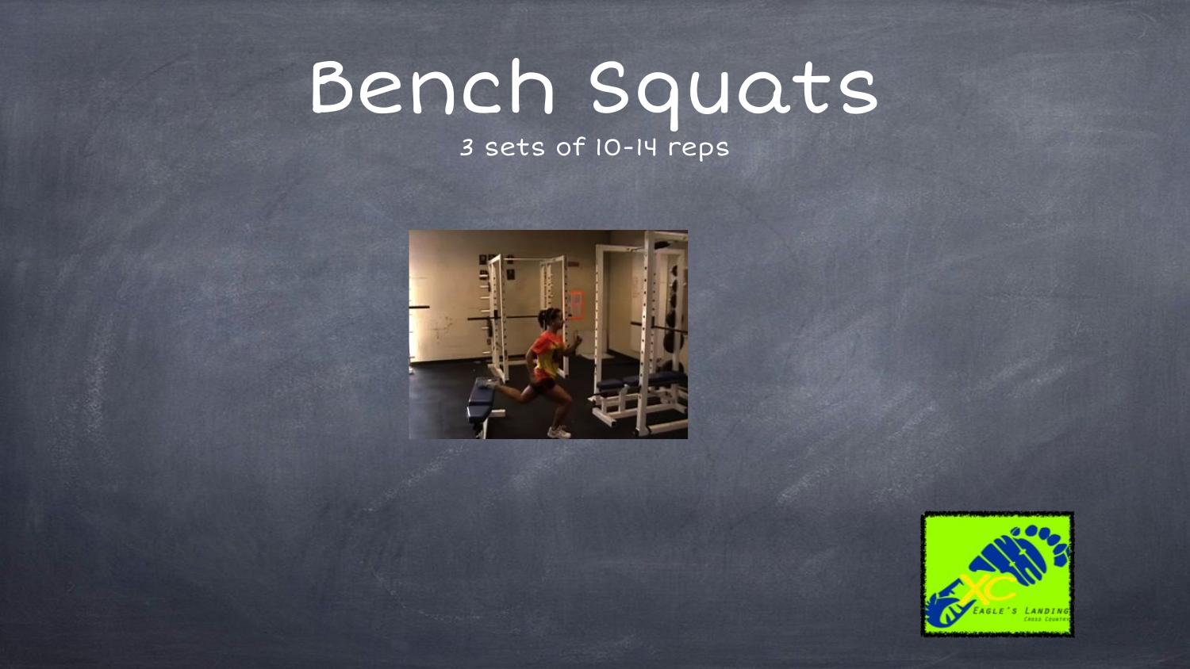# Bench Squats

3 sets of 10-14 reps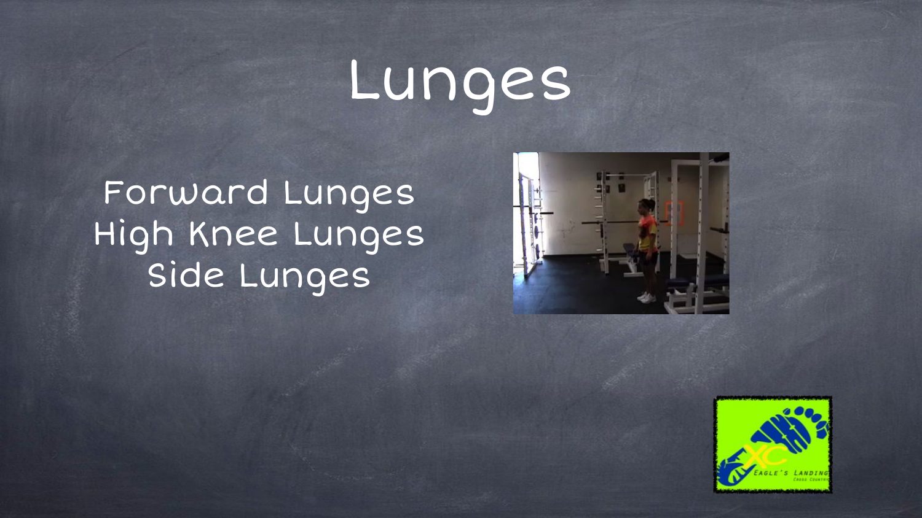# Lunges

Forward Lunges
High Knee Lunges
Side Lunges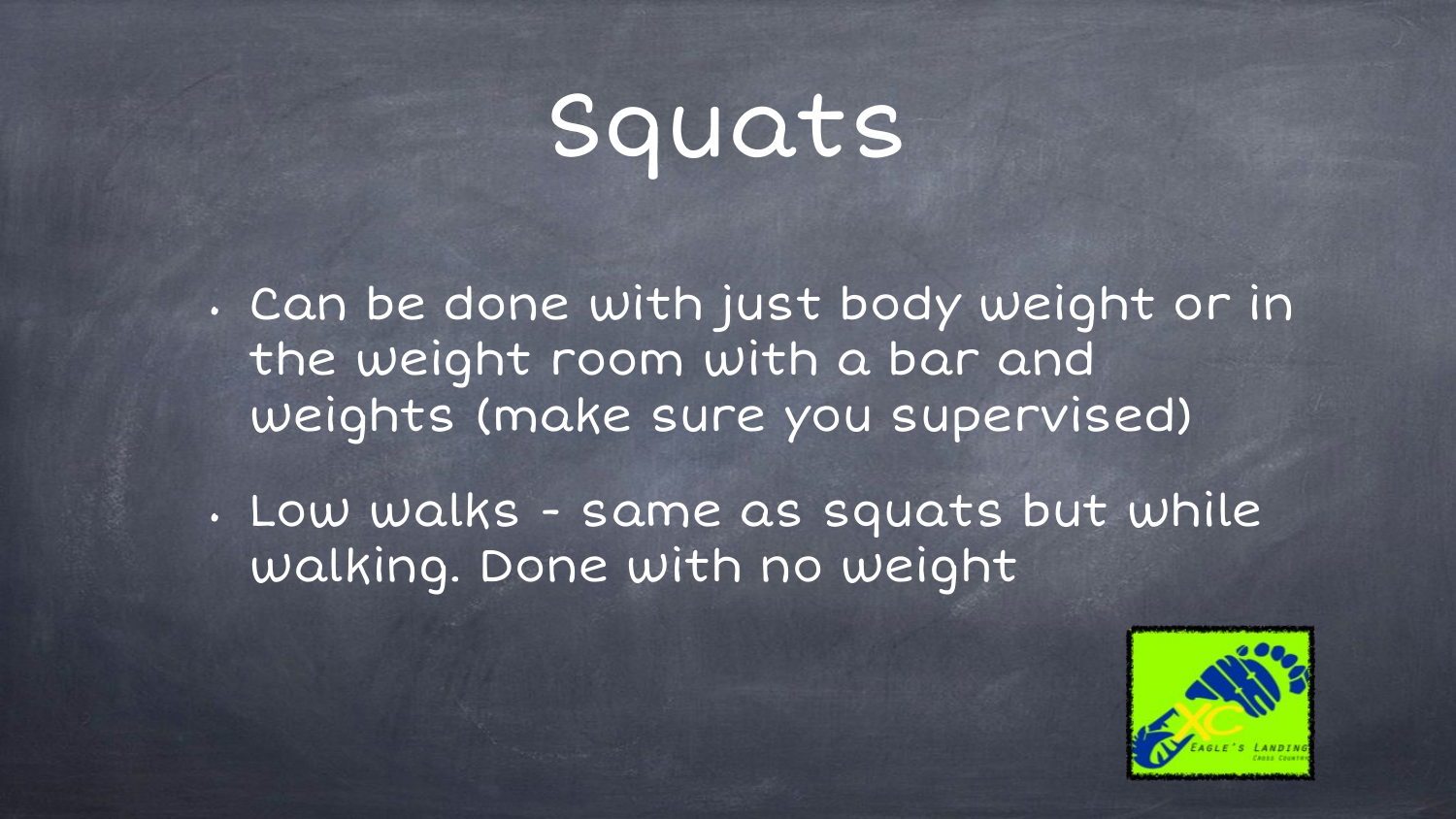# Squats

- Can be done with just body weight or in the weight room with a bar and weights (make sure you supervised)
- Low walks - same as squats but while walking. Done with no weight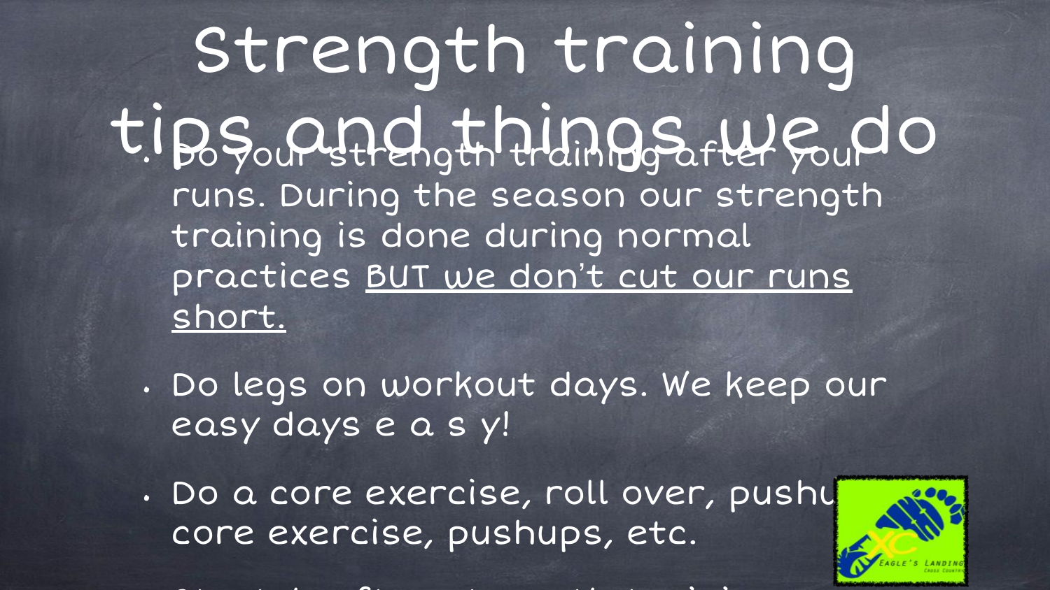# Strength training tips and things we do

- Do your strength training after your runs. During the season our strength training is done during normal practices BUT we don't cut our runs short.
- Do legs on workout days. We keep our easy days e a s y!
- Do a core exercise, roll over, pushu core exercise, pushups, etc.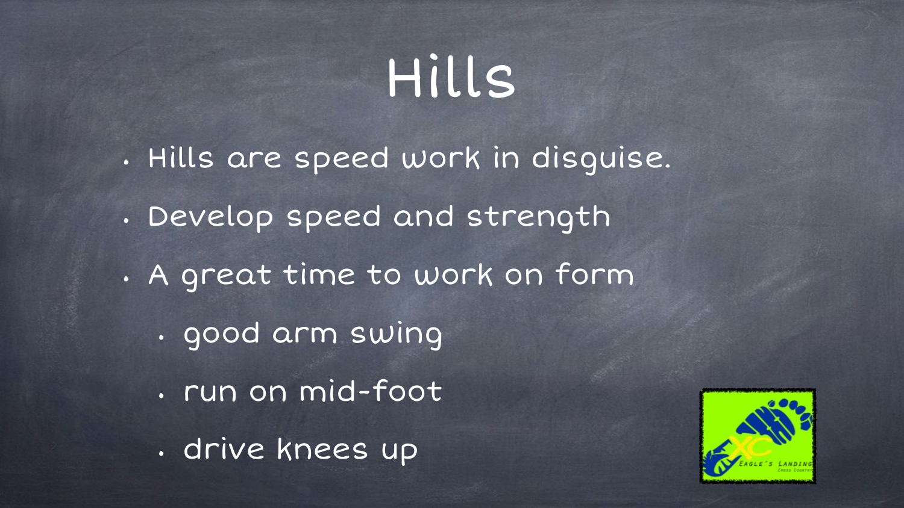# Hills

- Hills are speed work in disguise.
- Develop speed and strength
- A great time to work on form
  - good arm swing
  - run on mid-foot
  - drive knees up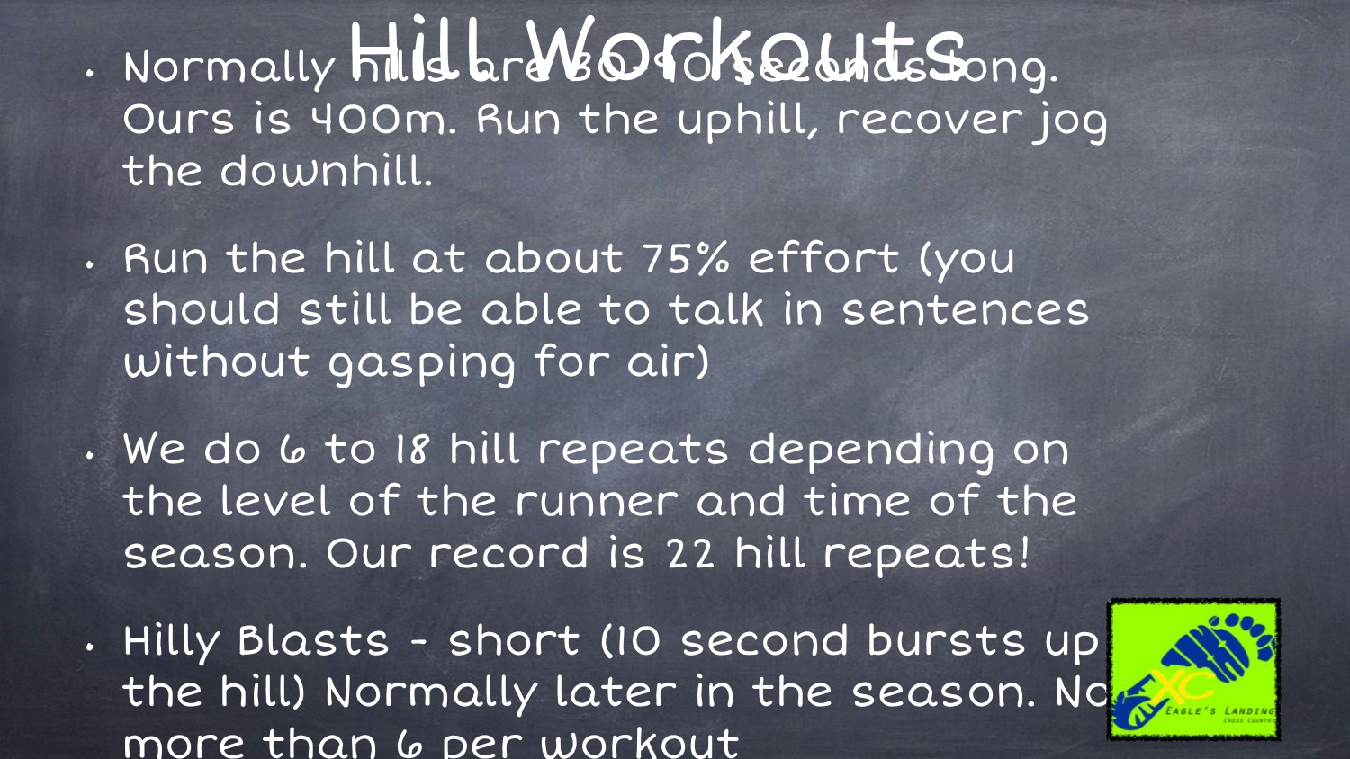# Hill Workouts

- Normally hills are 30-90 seconds long. Ours is 400m. Run the uphill, recover jog the downhill.
- Run the hill at about 75% effort (you should still be able to talk in sentences without gasping for air)
- We do 6 to 18 hill repeats depending on the level of the runner and time of the season. Our record is 22 hill repeats!
- Hilly Blasts - short (10 second bursts up the hill) Normally later in the season. No more than 6 per workout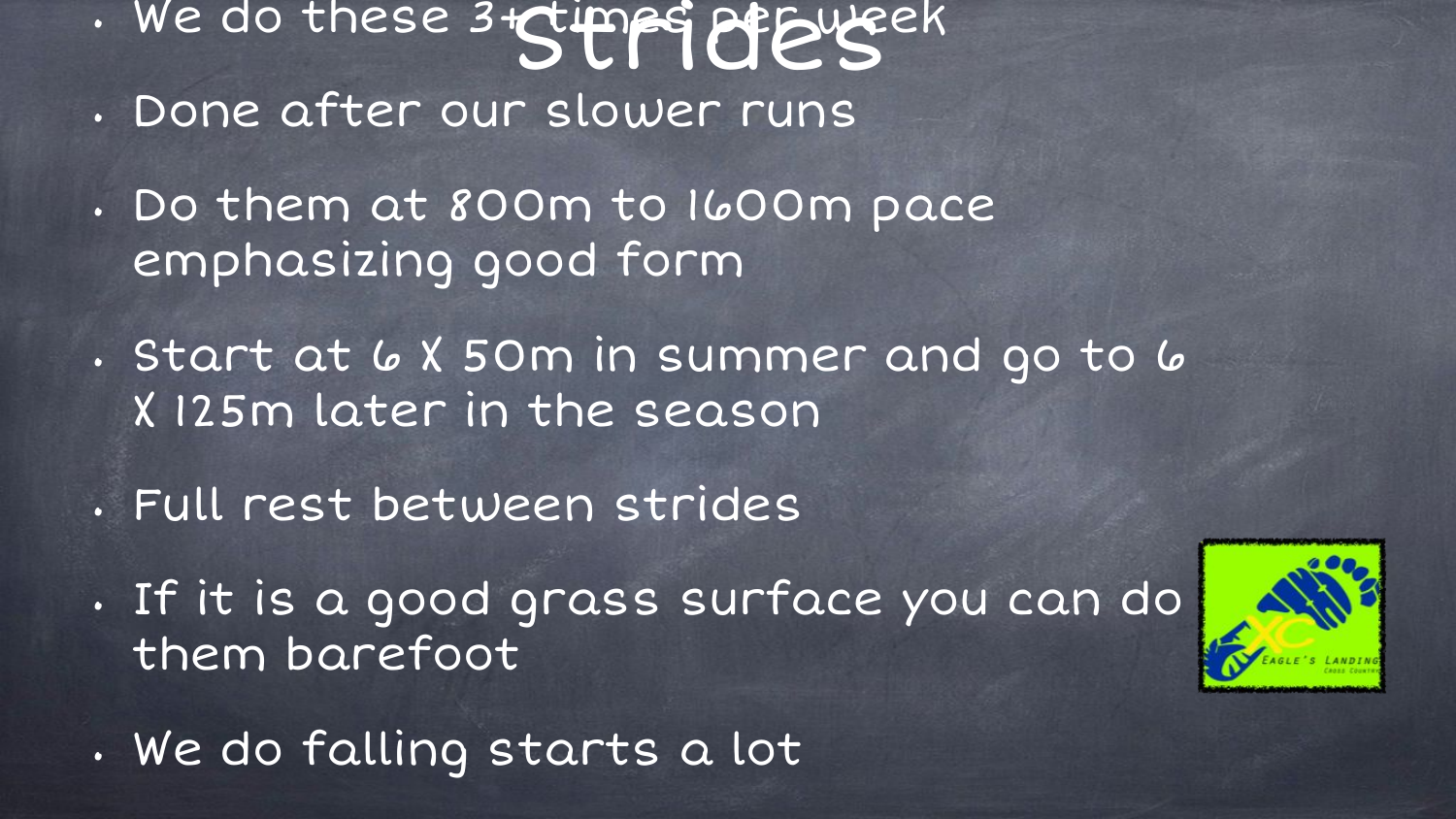# Strides

- We do these 3+ times per week
- Done after our slower runs
- Do them at 800m to 1600m pace emphasizing good form
- Start at 6 X 50m in summer and go to 6 X 125m later in the season
- Full rest between strides
- If it is a good grass surface you can do them barefoot
- We do falling starts a lot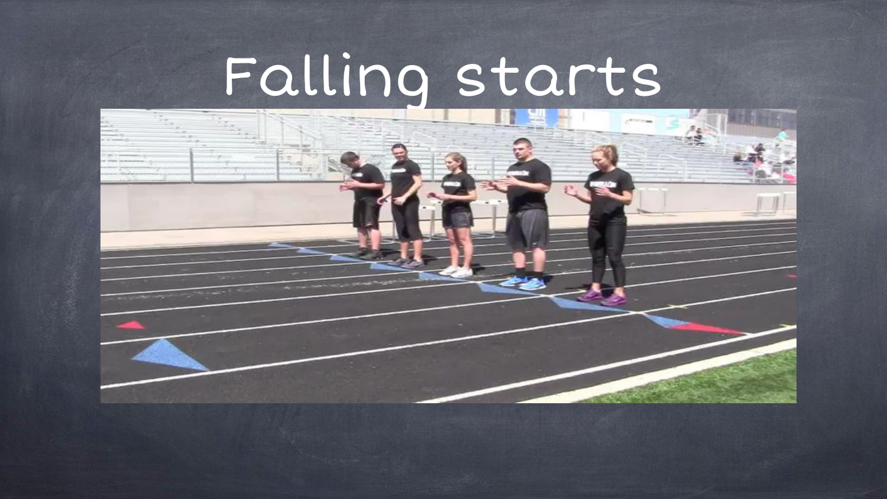# Falling starts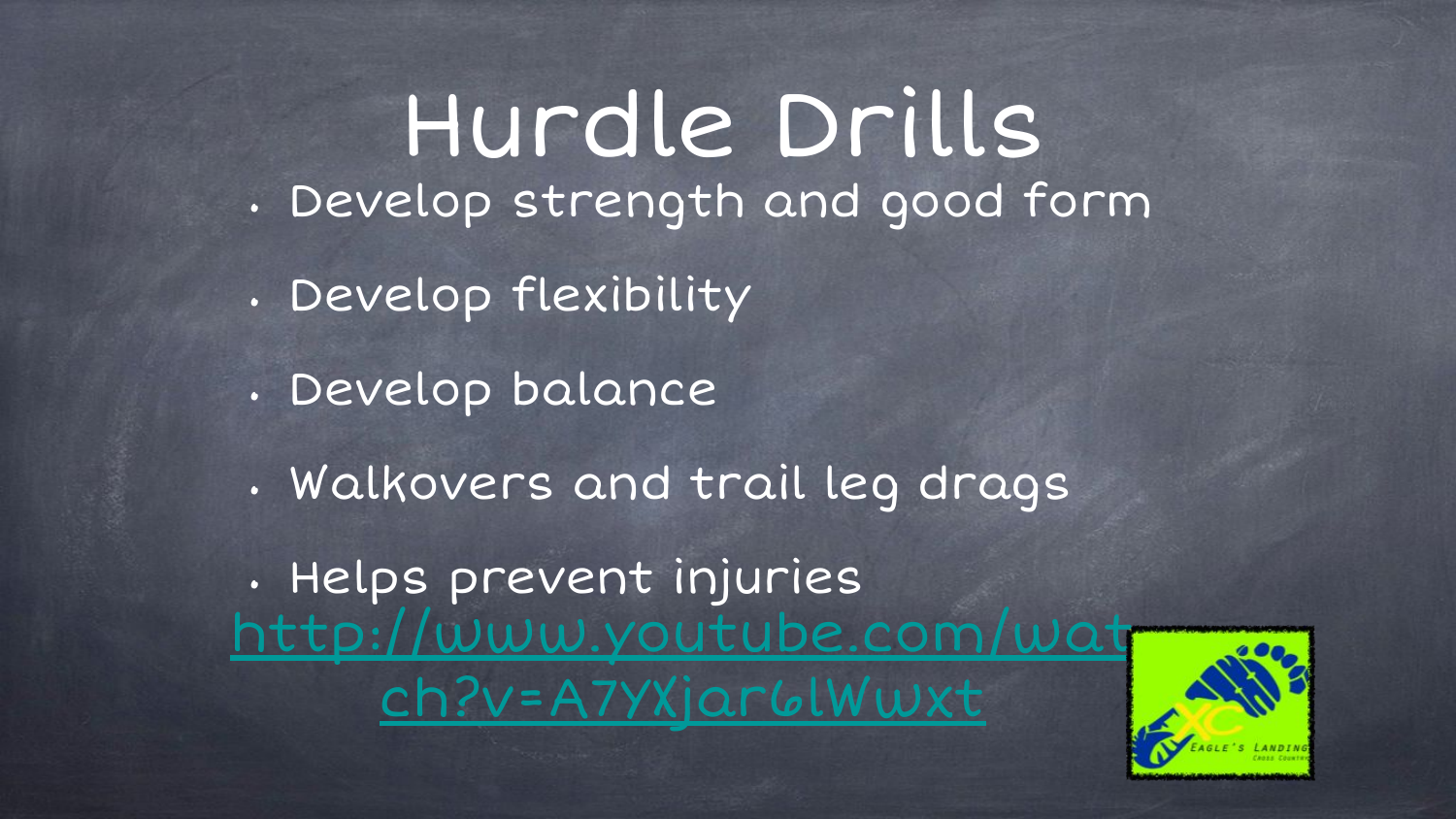# Hurdle Drills

- Develop strength and good form
- Develop flexibility
- Develop balance
- Walkovers and trail leg drags
- Helps prevent injuries

http://www.youtube.com/watch?v=A7YXjar6lWwxt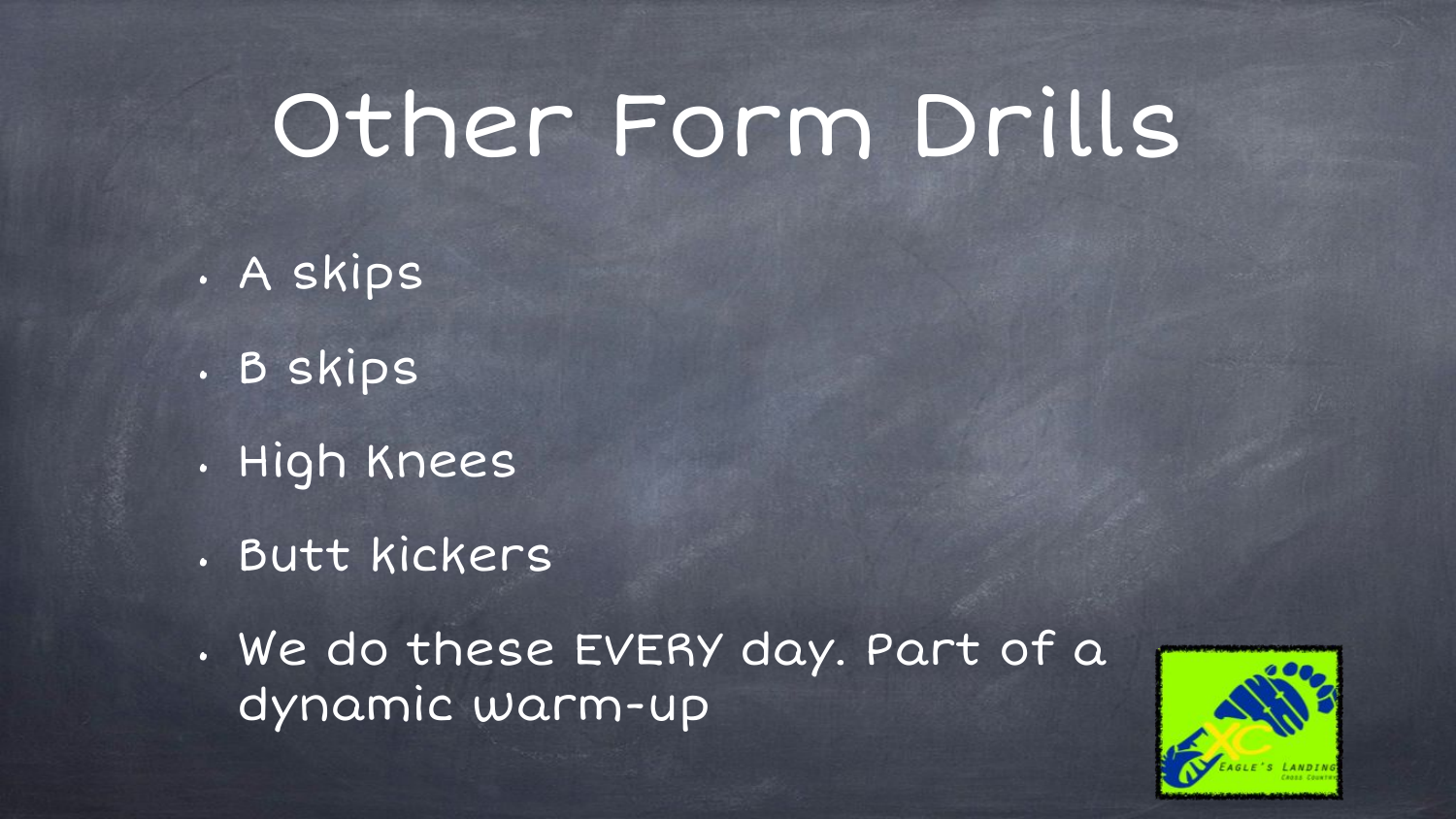# Other Form Drills

- A skips
- B skips
- High Knees
- Butt kickers
- We do these EVERY day. Part of a dynamic warm-up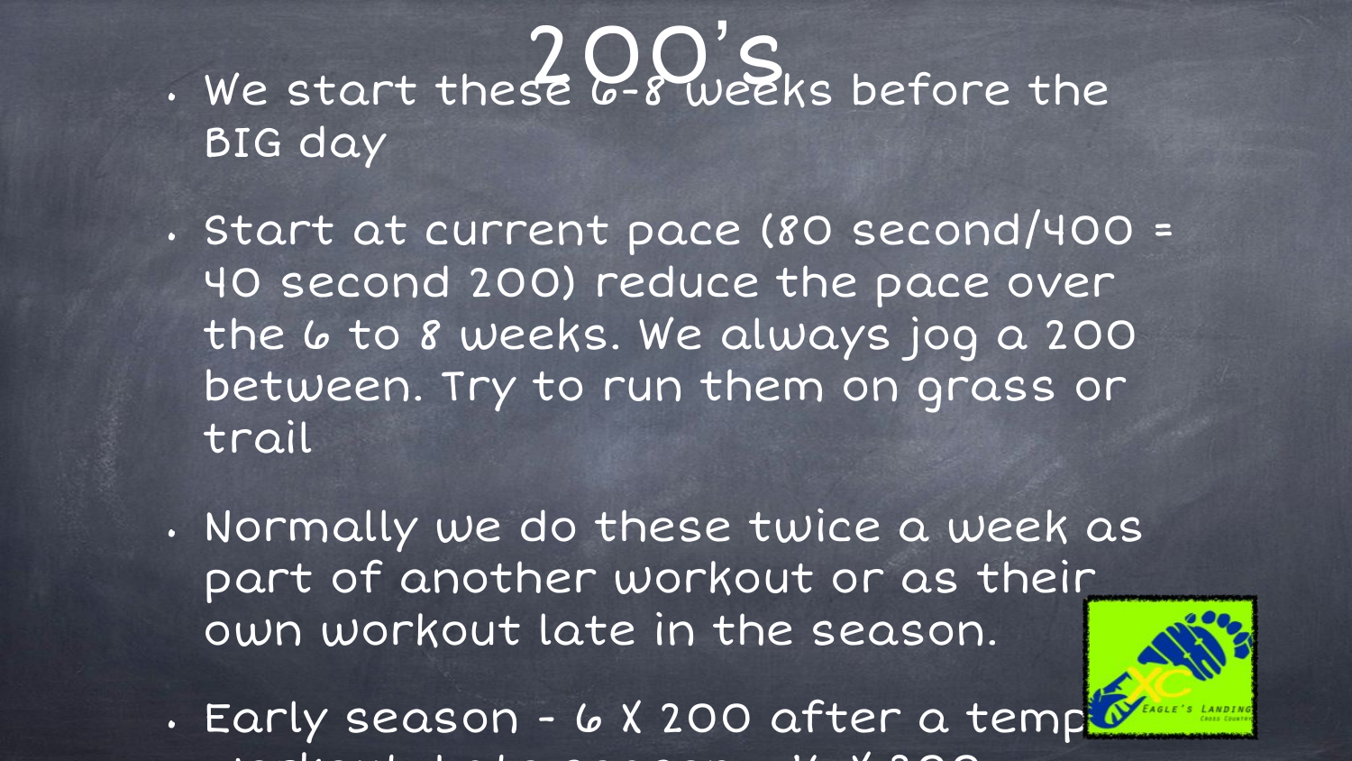# 200's

- We start these 6-8 weeks before the BIG day
- Start at current pace (80 second/400 = 40 second 200) reduce the pace over the 6 to 8 weeks. We always jog a 200 between. Try to run them on grass or trail
- Normally we do these twice a week as part of another workout or as their own workout late in the season.
- Early season - 6 X 200 after a temp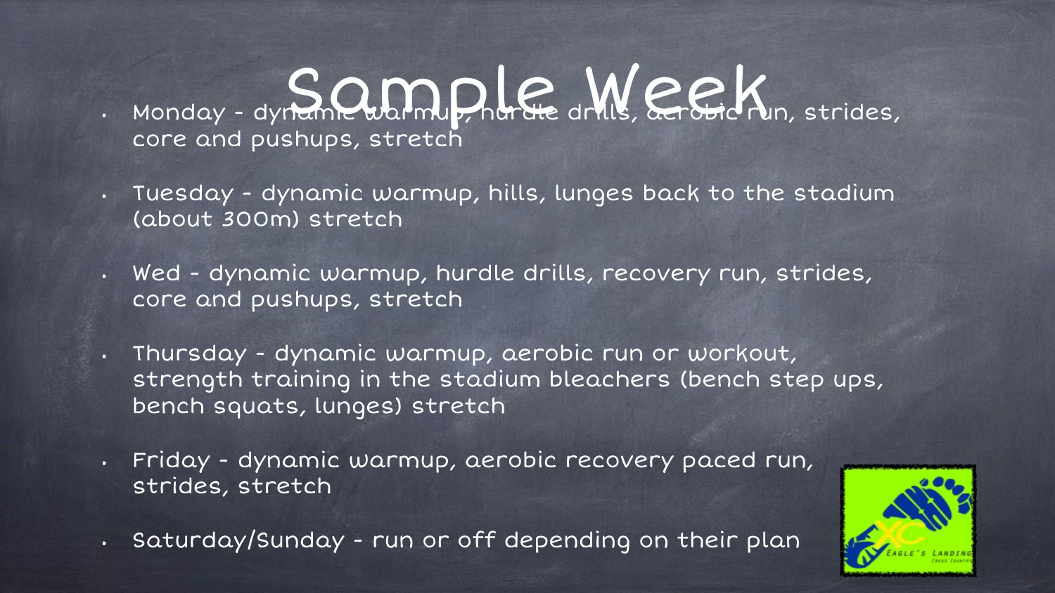# Sample Week

- Monday - dynamic warmup, hurdle drills, aerobic run, strides, core and pushups, stretch
- Tuesday - dynamic warmup, hills, lunges back to the stadium (about 300m) stretch
- Wed - dynamic warmup, hurdle drills, recovery run, strides, core and pushups, stretch
- Thursday - dynamic warmup, aerobic run or workout, strength training in the stadium bleachers (bench step ups, bench squats, lunges) stretch
- Friday - dynamic warmup, aerobic recovery paced run, strides, stretch
- Saturday/Sunday - run or off depending on their plan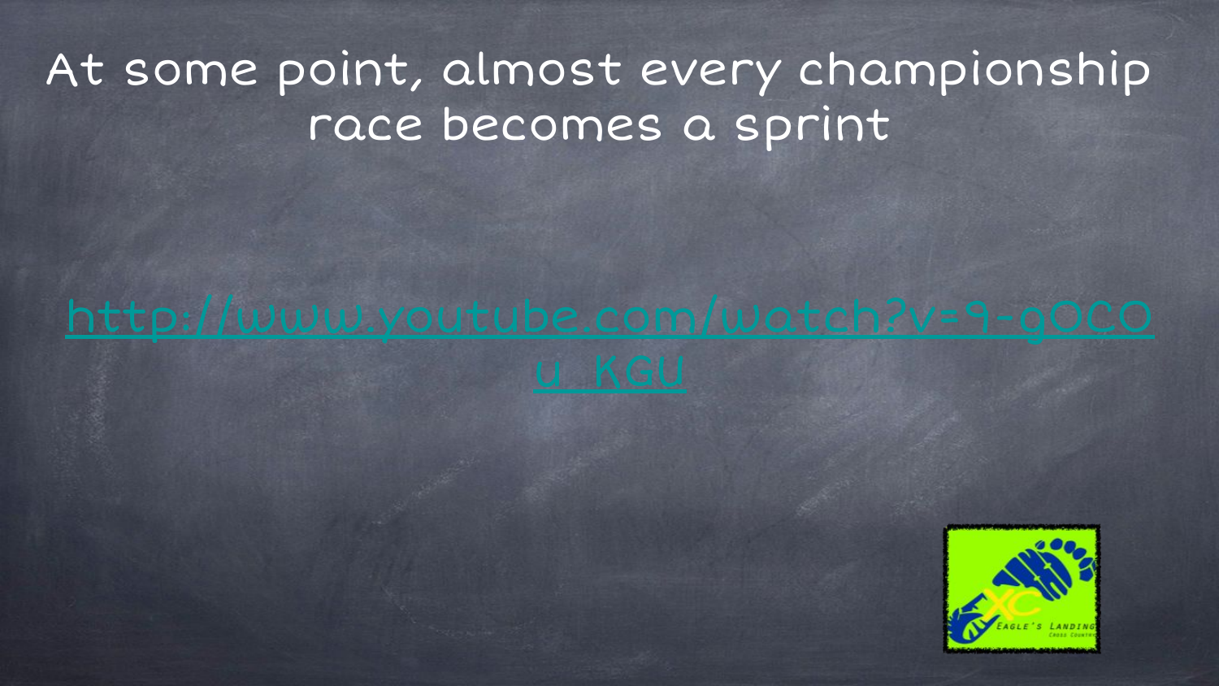# At some point, almost every championship race becomes a sprint

[http://www.youtube.com/watch?v=9-gOCOu_KGU](http://www.youtube.com/watch?v=9-gOCOu_KGU)